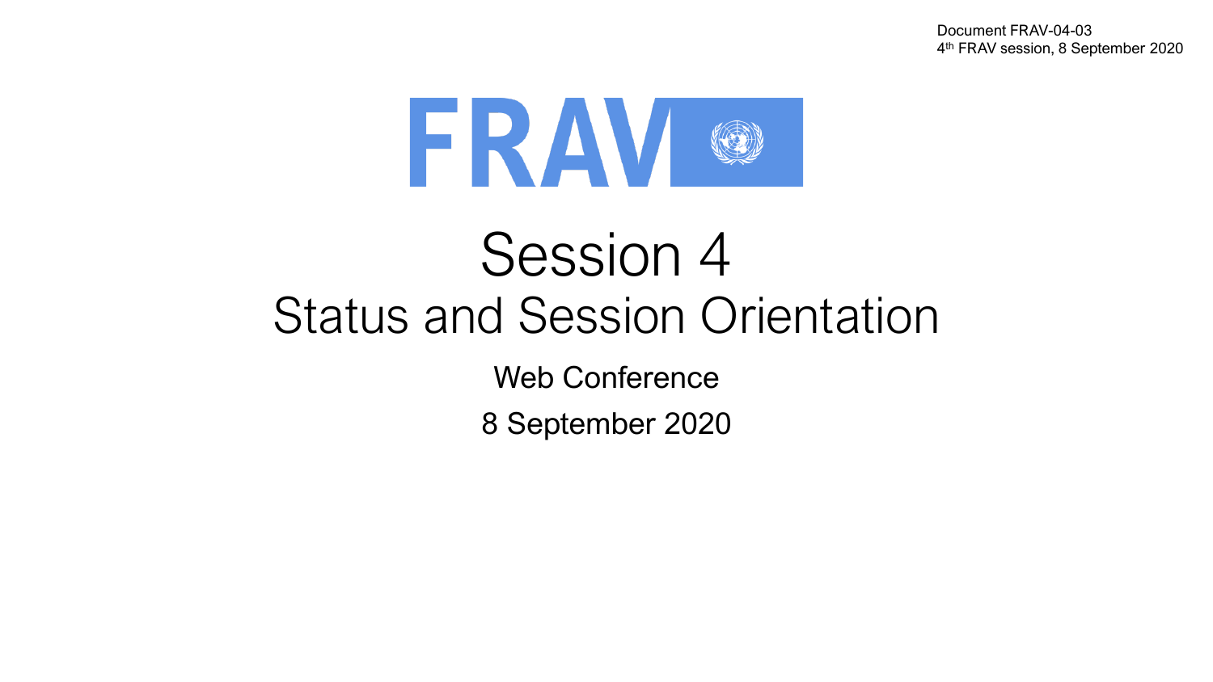Document FRAV-04-03
4th FRAV session, 8 September 2020

# FRAV

# Session 4

## Status and Session Orientation

Web Conference

8 September 2020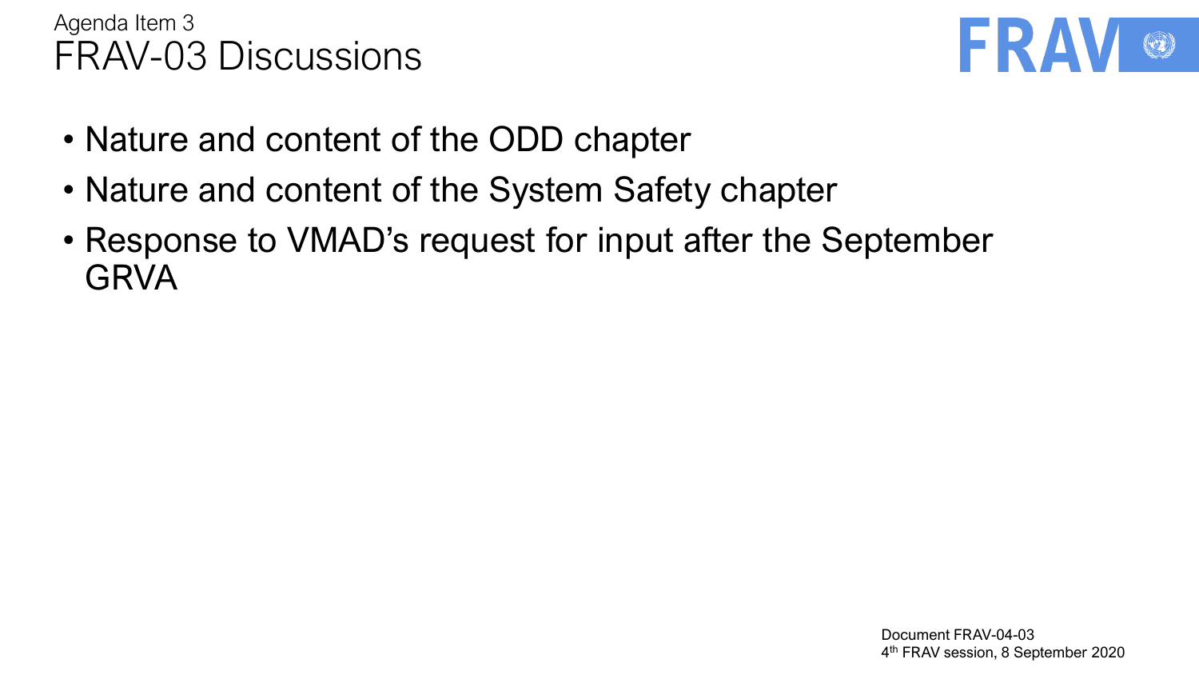Agenda Item 3

# FRAV-03 Discussions

- Nature and content of the ODD chapter
- Nature and content of the System Safety chapter
- Response to VMAD's request for input after the September GRVA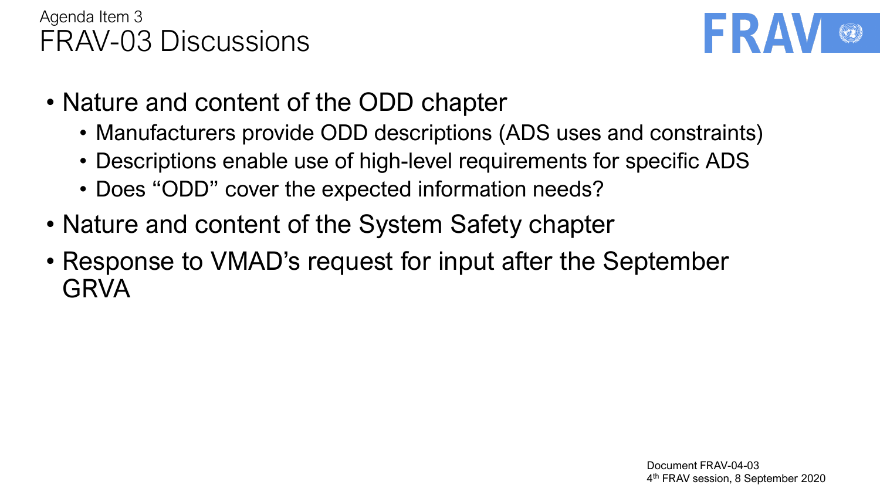Agenda Item 3

# FRAV-03 Discussions

- Nature and content of the ODD chapter
  - Manufacturers provide ODD descriptions (ADS uses and constraints)
  - Descriptions enable use of high-level requirements for specific ADS
  - Does “ODD” cover the expected information needs?
- Nature and content of the System Safety chapter
- Response to VMAD’s request for input after the September GRVA

Document FRAV-04-03
4th FRAV session, 8 September 2020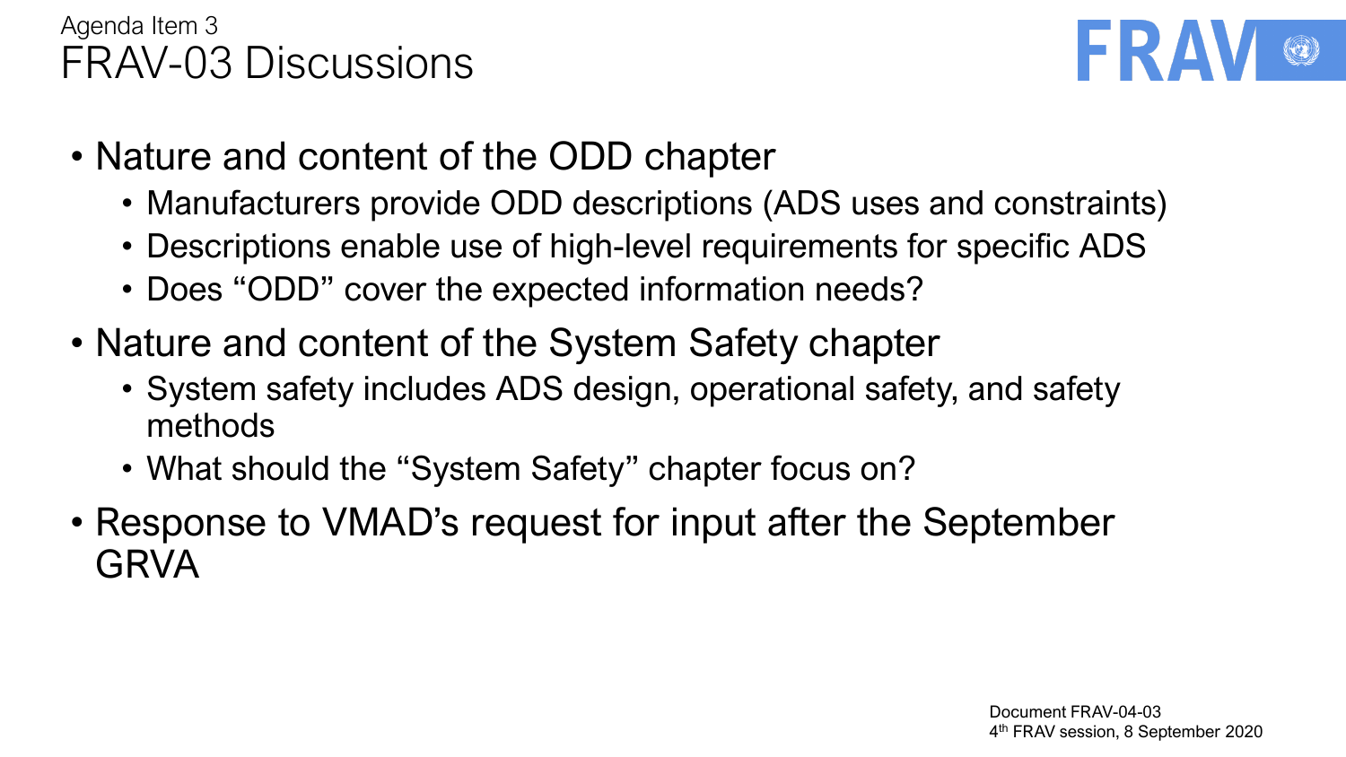Agenda Item 3

# FRAV-03 Discussions

- Nature and content of the ODD chapter
  - Manufacturers provide ODD descriptions (ADS uses and constraints)
  - Descriptions enable use of high-level requirements for specific ADS
  - Does "ODD" cover the expected information needs?
- Nature and content of the System Safety chapter
  - System safety includes ADS design, operational safety, and safety methods
  - What should the "System Safety" chapter focus on?
- Response to VMAD's request for input after the September GRVA

Document FRAV-04-03
4th FRAV session, 8 September 2020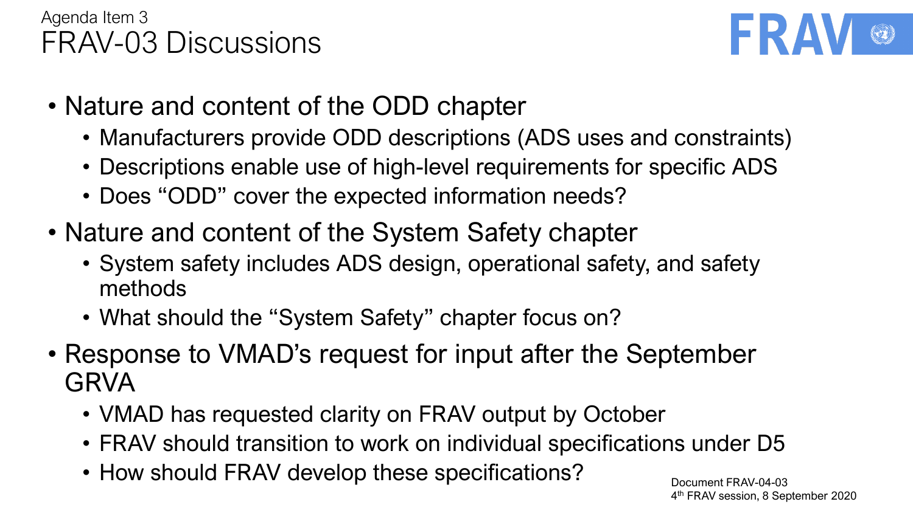Agenda Item 3

# FRAV-03 Discussions

- Nature and content of the ODD chapter
  - Manufacturers provide ODD descriptions (ADS uses and constraints)
  - Descriptions enable use of high-level requirements for specific ADS
  - Does "ODD" cover the expected information needs?
- Nature and content of the System Safety chapter
  - System safety includes ADS design, operational safety, and safety methods
  - What should the "System Safety" chapter focus on?
- Response to VMAD's request for input after the September GRVA
  - VMAD has requested clarity on FRAV output by October
  - FRAV should transition to work on individual specifications under D5
  - How should FRAV develop these specifications?

Document FRAV-04-03
4th FRAV session, 8 September 2020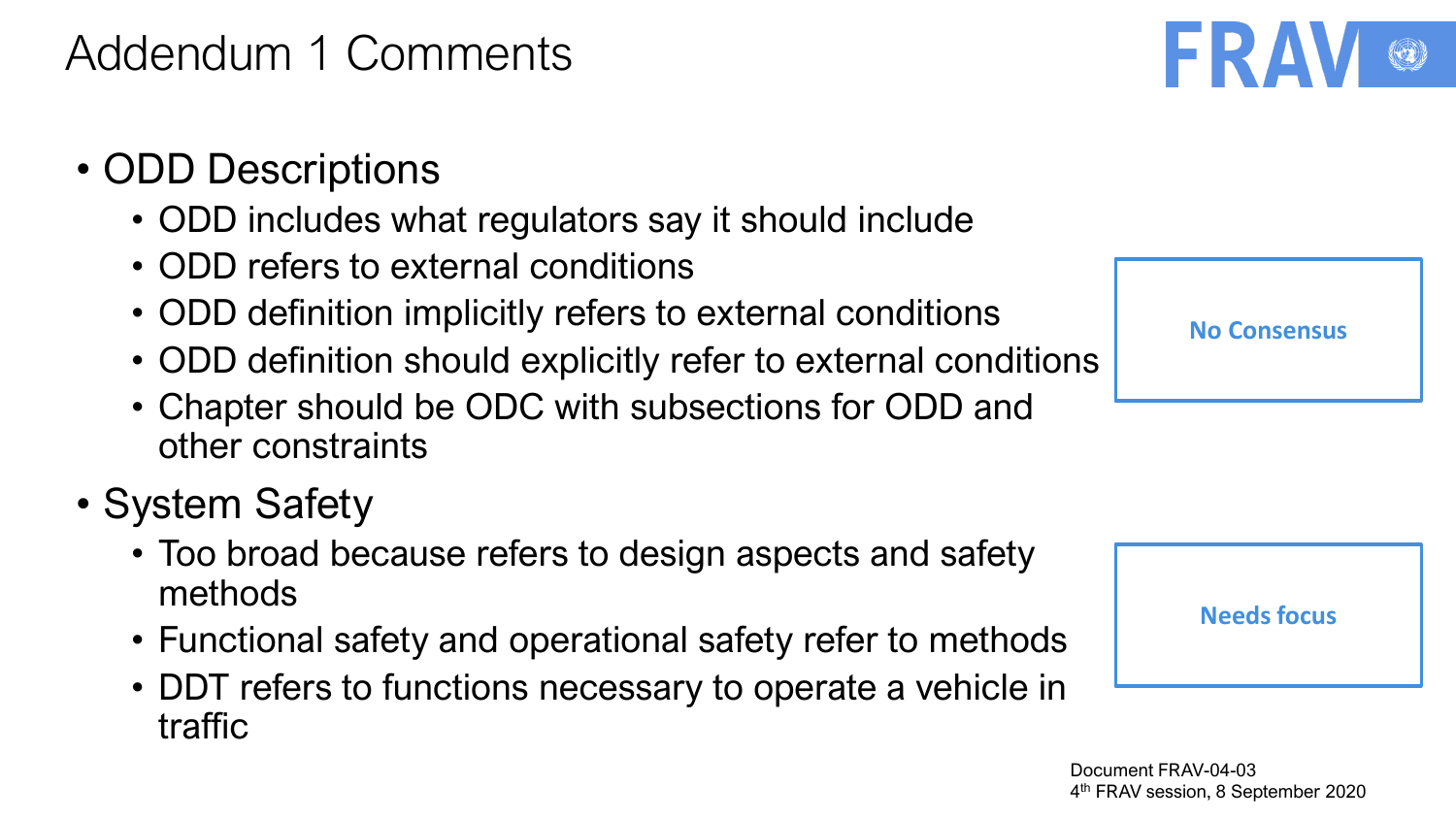# Addendum 1 Comments

- ODD Descriptions
  - ODD includes what regulators say it should include
  - ODD refers to external conditions
  - ODD definition implicitly refers to external conditions
  - ODD definition should explicitly refer to external conditions
  - Chapter should be ODC with subsections for ODD and other constraints

**No Consensus**

- System Safety
  - Too broad because refers to design aspects and safety methods
  - Functional safety and operational safety refer to methods
  - DDT refers to functions necessary to operate a vehicle in traffic

**Needs focus**

Document FRAV-04-03
4th FRAV session, 8 September 2020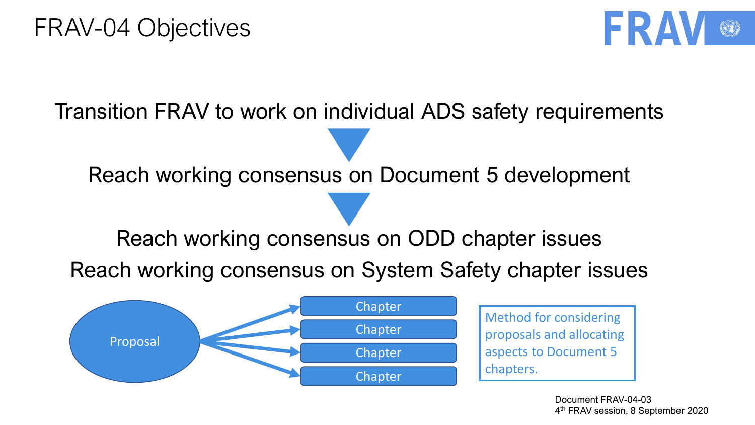# FRAV-04 Objectives

Transition FRAV to work on individual ADS safety requirements

▼

Reach working consensus on Document 5 development

▼

Reach working consensus on ODD chapter issues

Reach working consensus on System Safety chapter issues

Proposal → Chapter, Chapter, Chapter, Chapter

Method for considering proposals and allocating aspects to Document 5 chapters.

Document FRAV-04-03
4th FRAV session, 8 September 2020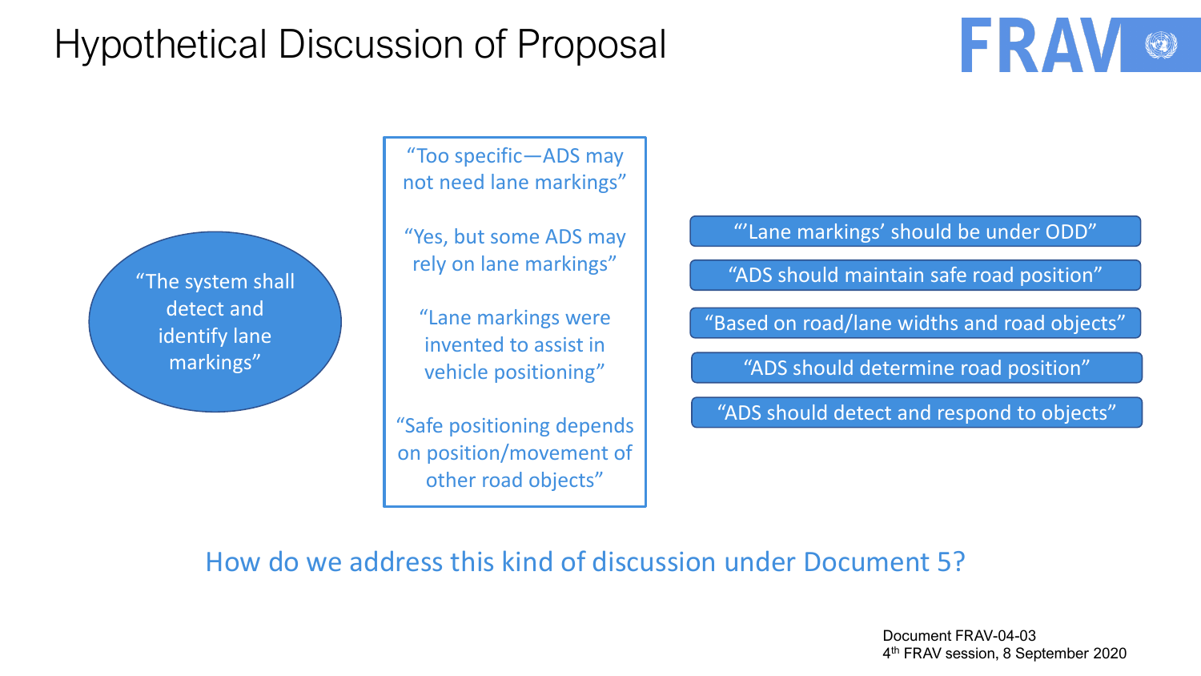# Hypothetical Discussion of Proposal

"The system shall detect and identify lane markings"

"Too specific—ADS may not need lane markings"

"Yes, but some ADS may rely on lane markings"

"Lane markings were invented to assist in vehicle positioning"

"Safe positioning depends on position/movement of other road objects"

- "'Lane markings' should be under ODD"
- "ADS should maintain safe road position"
- "Based on road/lane widths and road objects"
- "ADS should determine road position"
- "ADS should detect and respond to objects"

How do we address this kind of discussion under Document 5?

Document FRAV-04-03
4th FRAV session, 8 September 2020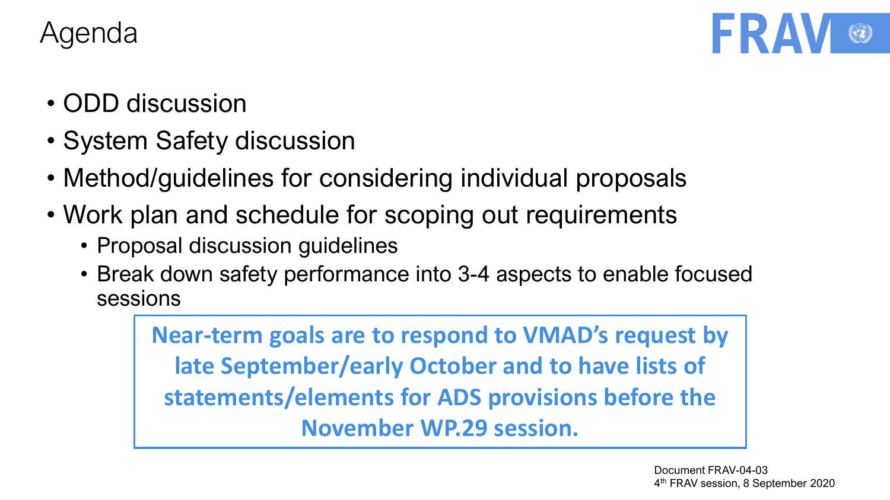# Agenda

FRAV

- ODD discussion
- System Safety discussion
- Method/guidelines for considering individual proposals
- Work plan and schedule for scoping out requirements
  - Proposal discussion guidelines
  - Break down safety performance into 3-4 aspects to enable focused sessions

**Near-term goals are to respond to VMAD's request by late September/early October and to have lists of statements/elements for ADS provisions before the November WP.29 session.**

Document FRAV-04-03
4th FRAV session, 8 September 2020